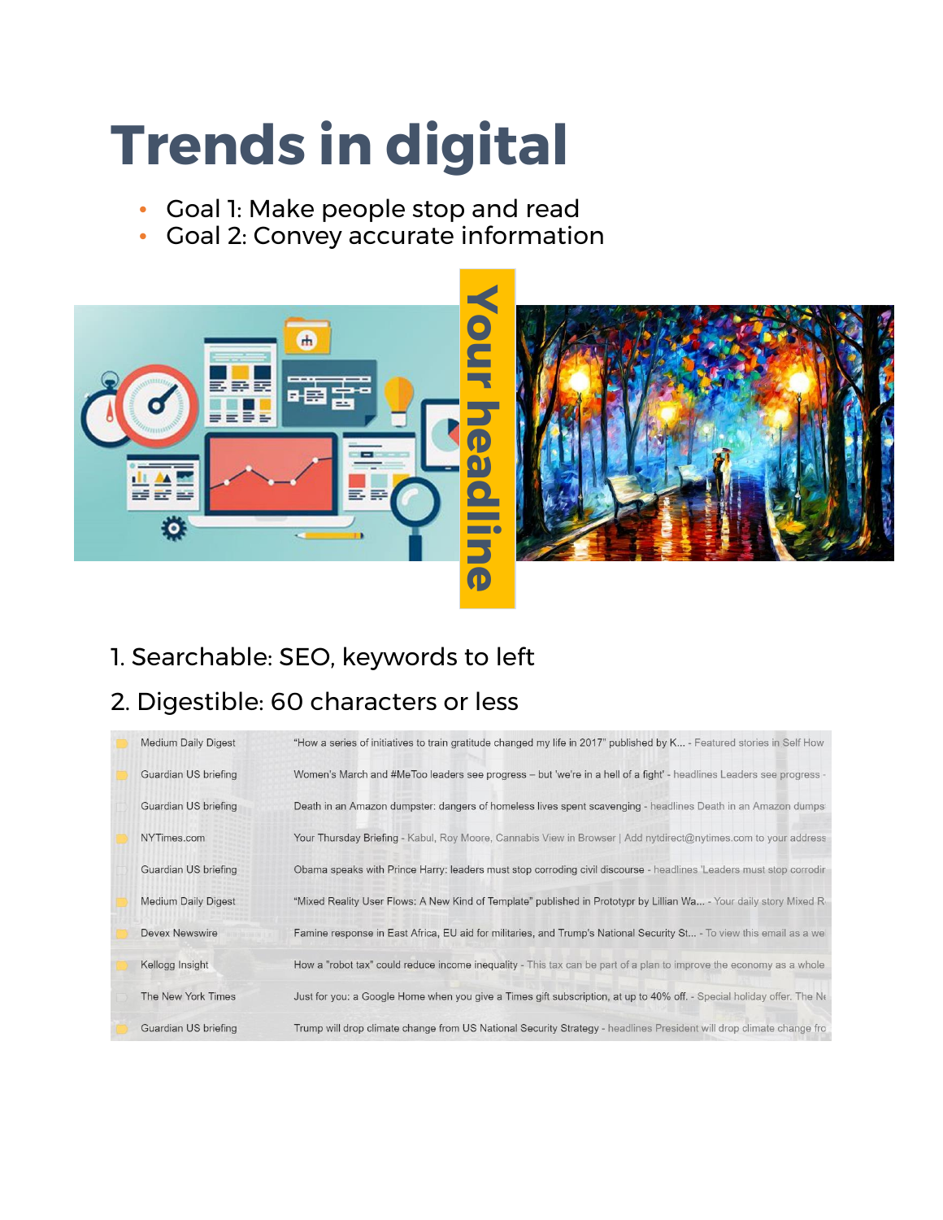# Trends in digital

- Goal 1: Make people stop and read
- Goal 2: Convey accurate information

Your headline

1. Searchable: SEO, keywords to left
2. Digestible: 60 characters or less

| | |
|---|---|
| Medium Daily Digest | "How a series of initiatives to train gratitude changed my life in 2017" published by K... - Featured stories in Self How |
| Guardian US briefing | Women's March and #MeToo leaders see progress – but 'we're in a hell of a fight' - headlines Leaders see progress - |
| Guardian US briefing | Death in an Amazon dumpster: dangers of homeless lives spent scavenging - headlines Death in an Amazon dumps |
| NYTimes.com | Your Thursday Briefing - Kabul, Roy Moore, Cannabis View in Browser \| Add nytdirect@nytimes.com to your address |
| Guardian US briefing | Obama speaks with Prince Harry: leaders must stop corroding civil discourse - headlines 'Leaders must stop corrodir |
| Medium Daily Digest | "Mixed Reality User Flows: A New Kind of Template" published in Prototypr by Lillian Wa... - Your daily story Mixed R |
| Devex Newswire | Famine response in East Africa, EU aid for militaries, and Trump's National Security St... - To view this email as a we |
| Kellogg Insight | How a "robot tax" could reduce income inequality - This tax can be part of a plan to improve the economy as a whole |
| The New York Times | Just for you: a Google Home when you give a Times gift subscription, at up to 40% off. - Special holiday offer. The Ne |
| Guardian US briefing | Trump will drop climate change from US National Security Strategy - headlines President will drop climate change fro |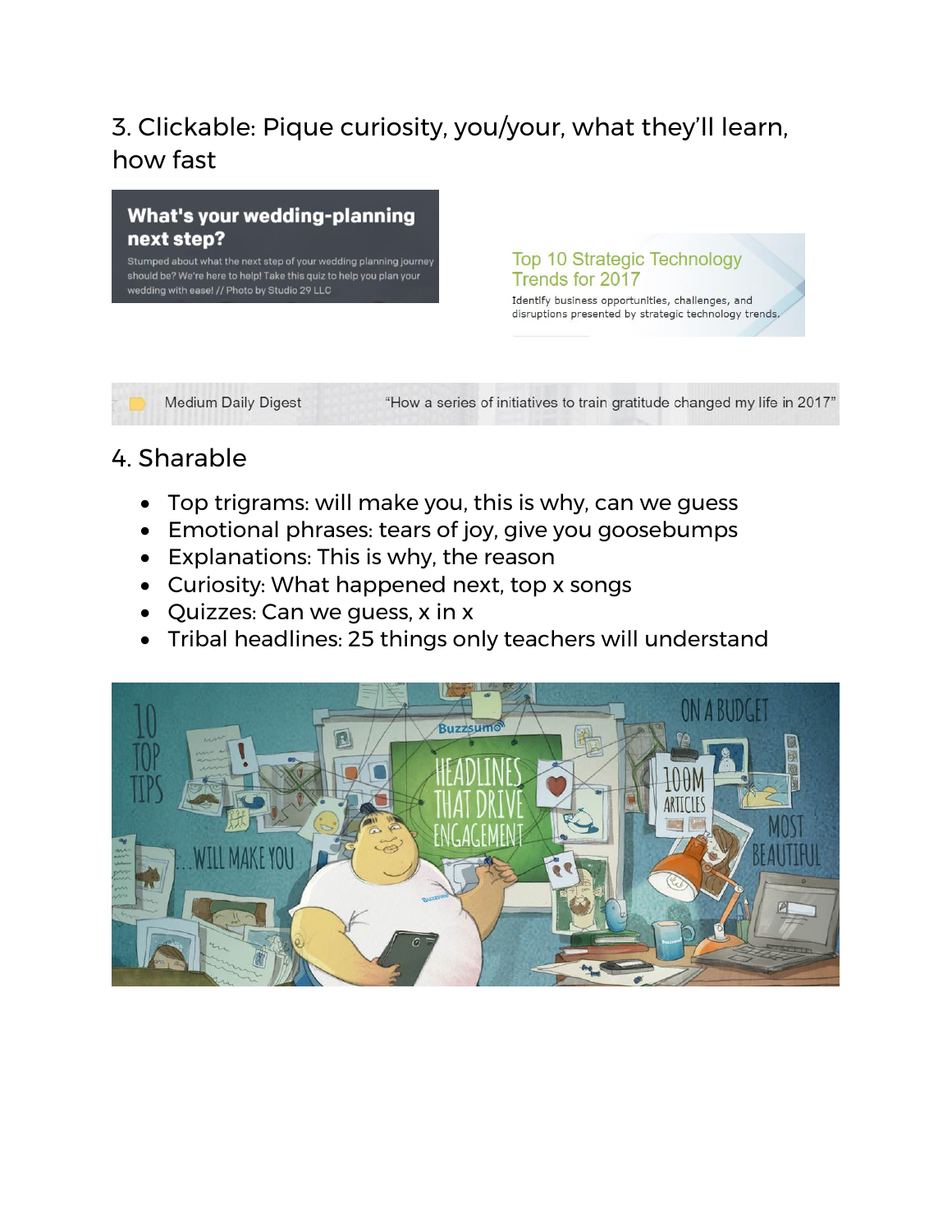## 3. Clickable: Pique curiosity, you/your, what they'll learn, how fast

**What's your wedding-planning next step?**

Stumped about what the next step of your wedding planning journey should be? We're here to help! Take this quiz to help you plan your wedding with ease! // Photo by Studio 29 LLC

Top 10 Strategic Technology Trends for 2017

Identify business opportunities, challenges, and disruptions presented by strategic technology trends.

Medium Daily Digest "How a series of initiatives to train gratitude changed my life in 2017"

## 4. Sharable

- Top trigrams: will make you, this is why, can we guess
- Emotional phrases: tears of joy, give you goosebumps
- Explanations: This is why, the reason
- Curiosity: What happened next, top x songs
- Quizzes: Can we guess, x in x
- Tribal headlines: 25 things only teachers will understand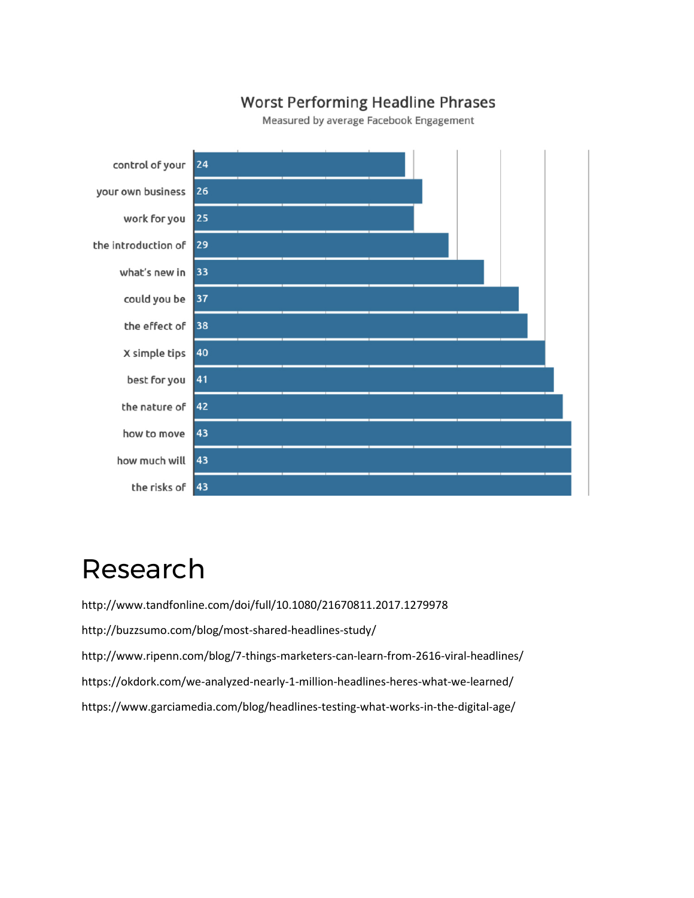## Worst Performing Headline Phrases

Measured by average Facebook Engagement

| Phrase | Average Facebook Engagement |
| --- | --- |
| control of your | 24 |
| your own business | 26 |
| work for you | 25 |
| the introduction of | 29 |
| what's new in | 33 |
| could you be | 37 |
| the effect of | 38 |
| X simple tips | 40 |
| best for you | 41 |
| the nature of | 42 |
| how to move | 43 |
| how much will | 43 |
| the risks of | 43 |

# Research

http://www.tandfonline.com/doi/full/10.1080/21670811.2017.1279978

http://buzzsumo.com/blog/most-shared-headlines-study/

http://www.ripenn.com/blog/7-things-marketers-can-learn-from-2616-viral-headlines/

https://okdork.com/we-analyzed-nearly-1-million-headlines-heres-what-we-learned/

https://www.garciamedia.com/blog/headlines-testing-what-works-in-the-digital-age/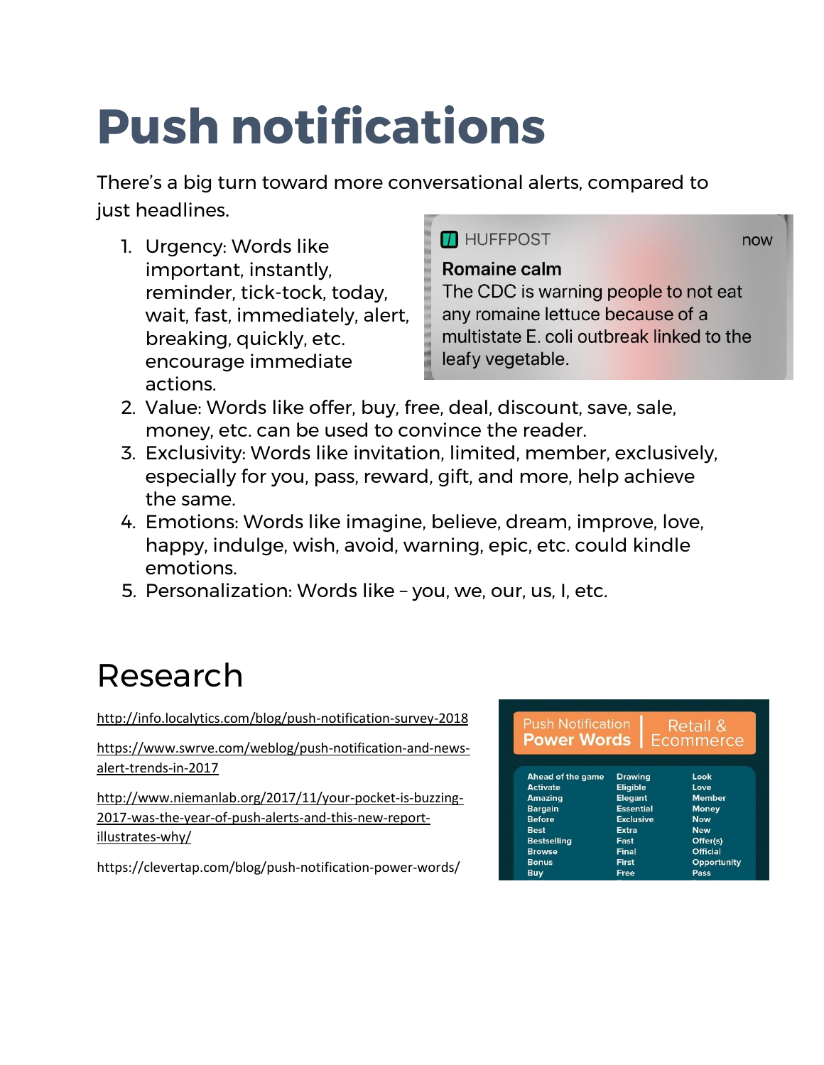# Push notifications

There's a big turn toward more conversational alerts, compared to just headlines.

HUFFPOST now

**Romaine calm**

The CDC is warning people to not eat any romaine lettuce because of a multistate E. coli outbreak linked to the leafy vegetable.

1. Urgency: Words like important, instantly, reminder, tick-tock, today, wait, fast, immediately, alert, breaking, quickly, etc. encourage immediate actions.
2. Value: Words like offer, buy, free, deal, discount, save, sale, money, etc. can be used to convince the reader.
3. Exclusivity: Words like invitation, limited, member, exclusively, especially for you, pass, reward, gift, and more, help achieve the same.
4. Emotions: Words like imagine, believe, dream, improve, love, happy, indulge, wish, avoid, warning, epic, etc. could kindle emotions.
5. Personalization: Words like – you, we, our, us, I, etc.

## Research

http://info.localytics.com/blog/push-notification-survey-2018

https://www.swrve.com/weblog/push-notification-and-news-alert-trends-in-2017

http://www.niemanlab.org/2017/11/your-pocket-is-buzzing-2017-was-the-year-of-push-alerts-and-this-new-report-illustrates-why/

https://clevertap.com/blog/push-notification-power-words/

Push Notification **Power Words** | Retail & Ecommerce

| | | |
|---|---|---|
| Ahead of the game | Drawing | Look |
| Activate | Eligible | Love |
| Amazing | Elegant | Member |
| Bargain | Essential | Money |
| Before | Exclusive | Now |
| Best | Extra | New |
| Bestselling | Fast | Offer(s) |
| Browse | Final | Official |
| Bonus | First | Opportunity |
| Buy | Free | Pass |